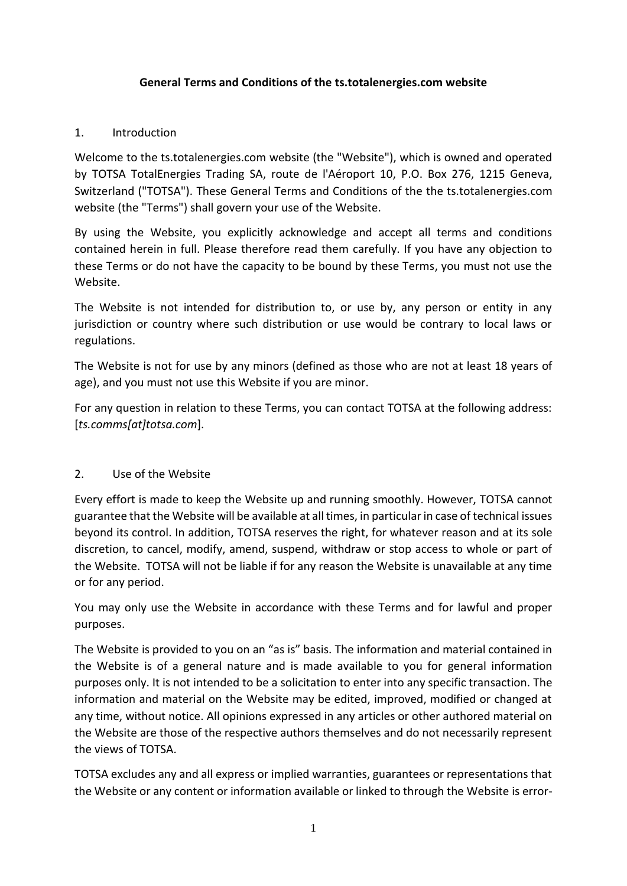**General Terms and Conditions of the ts.totalenergies.com website**

1. Introduction

Welcome to the ts.totalenergies.com website (the "Website"), which is owned and operated by TOTSA TotalEnergies Trading SA, route de l'Aéroport 10, P.O. Box 276, 1215 Geneva, Switzerland ("TOTSA"). These General Terms and Conditions of the the ts.totalenergies.com website (the "Terms") shall govern your use of the Website.

By using the Website, you explicitly acknowledge and accept all terms and conditions contained herein in full. Please therefore read them carefully. If you have any objection to these Terms or do not have the capacity to be bound by these Terms, you must not use the Website.

The Website is not intended for distribution to, or use by, any person or entity in any jurisdiction or country where such distribution or use would be contrary to local laws or regulations.

The Website is not for use by any minors (defined as those who are not at least 18 years of age), and you must not use this Website if you are minor.

For any question in relation to these Terms, you can contact TOTSA at the following address: [*ts.comms[at]totsa.com*].

2. Use of the Website

Every effort is made to keep the Website up and running smoothly. However, TOTSA cannot guarantee that the Website will be available at all times, in particular in case of technical issues beyond its control. In addition, TOTSA reserves the right, for whatever reason and at its sole discretion, to cancel, modify, amend, suspend, withdraw or stop access to whole or part of the Website. TOTSA will not be liable if for any reason the Website is unavailable at any time or for any period.

You may only use the Website in accordance with these Terms and for lawful and proper purposes.

The Website is provided to you on an "as is" basis. The information and material contained in the Website is of a general nature and is made available to you for general information purposes only. It is not intended to be a solicitation to enter into any specific transaction. The information and material on the Website may be edited, improved, modified or changed at any time, without notice. All opinions expressed in any articles or other authored material on the Website are those of the respective authors themselves and do not necessarily represent the views of TOTSA.

TOTSA excludes any and all express or implied warranties, guarantees or representations that the Website or any content or information available or linked to through the Website is error-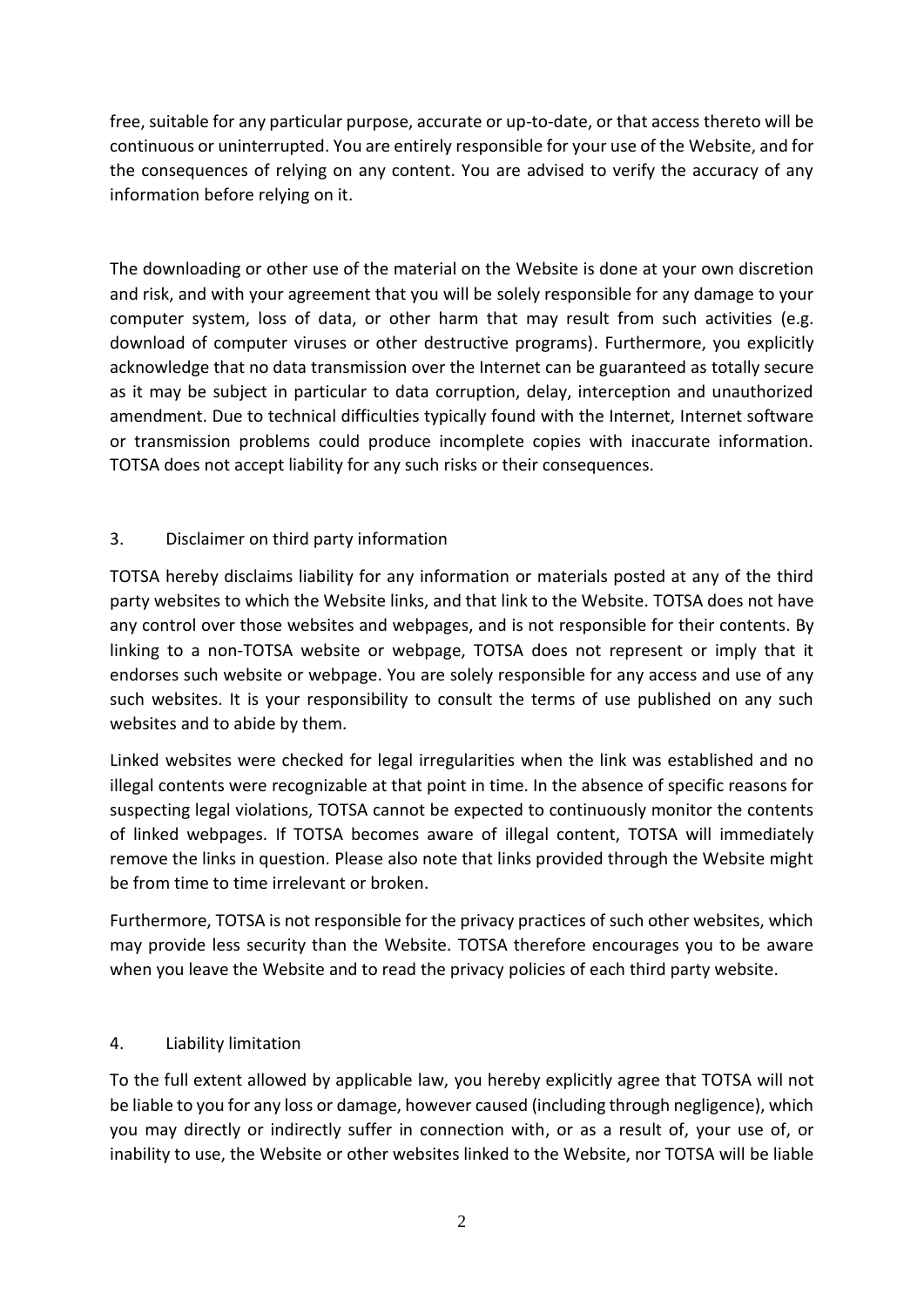free, suitable for any particular purpose, accurate or up-to-date, or that access thereto will be continuous or uninterrupted. You are entirely responsible for your use of the Website, and for the consequences of relying on any content. You are advised to verify the accuracy of any information before relying on it.

The downloading or other use of the material on the Website is done at your own discretion and risk, and with your agreement that you will be solely responsible for any damage to your computer system, loss of data, or other harm that may result from such activities (e.g. download of computer viruses or other destructive programs). Furthermore, you explicitly acknowledge that no data transmission over the Internet can be guaranteed as totally secure as it may be subject in particular to data corruption, delay, interception and unauthorized amendment. Due to technical difficulties typically found with the Internet, Internet software or transmission problems could produce incomplete copies with inaccurate information. TOTSA does not accept liability for any such risks or their consequences.

## 3. Disclaimer on third party information

TOTSA hereby disclaims liability for any information or materials posted at any of the third party websites to which the Website links, and that link to the Website. TOTSA does not have any control over those websites and webpages, and is not responsible for their contents. By linking to a non-TOTSA website or webpage, TOTSA does not represent or imply that it endorses such website or webpage. You are solely responsible for any access and use of any such websites. It is your responsibility to consult the terms of use published on any such websites and to abide by them.

Linked websites were checked for legal irregularities when the link was established and no illegal contents were recognizable at that point in time. In the absence of specific reasons for suspecting legal violations, TOTSA cannot be expected to continuously monitor the contents of linked webpages. If TOTSA becomes aware of illegal content, TOTSA will immediately remove the links in question. Please also note that links provided through the Website might be from time to time irrelevant or broken.

Furthermore, TOTSA is not responsible for the privacy practices of such other websites, which may provide less security than the Website. TOTSA therefore encourages you to be aware when you leave the Website and to read the privacy policies of each third party website.

## 4. Liability limitation

To the full extent allowed by applicable law, you hereby explicitly agree that TOTSA will not be liable to you for any loss or damage, however caused (including through negligence), which you may directly or indirectly suffer in connection with, or as a result of, your use of, or inability to use, the Website or other websites linked to the Website, nor TOTSA will be liable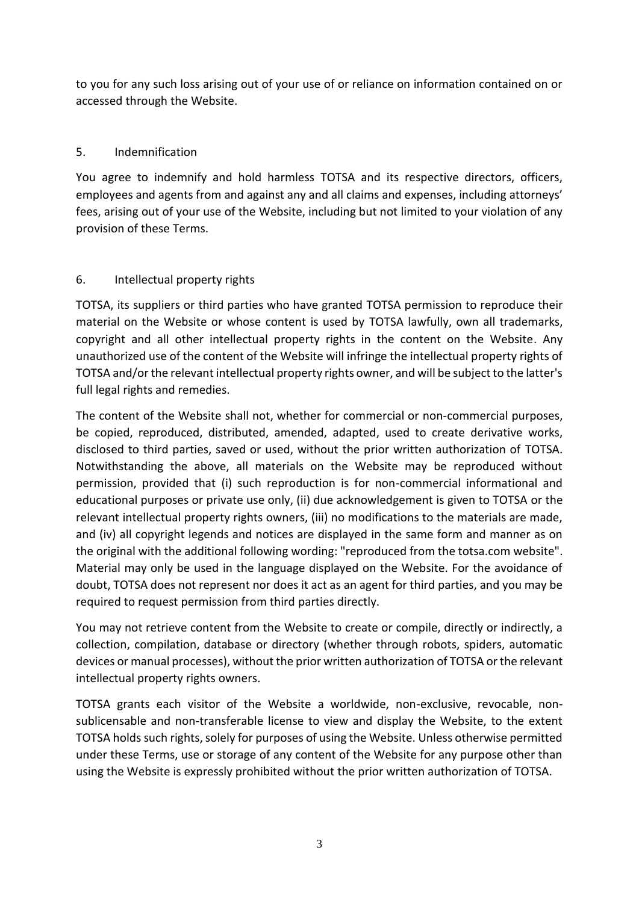to you for any such loss arising out of your use of or reliance on information contained on or accessed through the Website.

## 5. Indemnification

You agree to indemnify and hold harmless TOTSA and its respective directors, officers, employees and agents from and against any and all claims and expenses, including attorneys' fees, arising out of your use of the Website, including but not limited to your violation of any provision of these Terms.

## 6. Intellectual property rights

TOTSA, its suppliers or third parties who have granted TOTSA permission to reproduce their material on the Website or whose content is used by TOTSA lawfully, own all trademarks, copyright and all other intellectual property rights in the content on the Website. Any unauthorized use of the content of the Website will infringe the intellectual property rights of TOTSA and/or the relevant intellectual property rights owner, and will be subject to the latter's full legal rights and remedies.

The content of the Website shall not, whether for commercial or non-commercial purposes, be copied, reproduced, distributed, amended, adapted, used to create derivative works, disclosed to third parties, saved or used, without the prior written authorization of TOTSA. Notwithstanding the above, all materials on the Website may be reproduced without permission, provided that (i) such reproduction is for non-commercial informational and educational purposes or private use only, (ii) due acknowledgement is given to TOTSA or the relevant intellectual property rights owners, (iii) no modifications to the materials are made, and (iv) all copyright legends and notices are displayed in the same form and manner as on the original with the additional following wording: "reproduced from the totsa.com website". Material may only be used in the language displayed on the Website. For the avoidance of doubt, TOTSA does not represent nor does it act as an agent for third parties, and you may be required to request permission from third parties directly.

You may not retrieve content from the Website to create or compile, directly or indirectly, a collection, compilation, database or directory (whether through robots, spiders, automatic devices or manual processes), without the prior written authorization of TOTSA or the relevant intellectual property rights owners.

TOTSA grants each visitor of the Website a worldwide, non-exclusive, revocable, non-sublicensable and non-transferable license to view and display the Website, to the extent TOTSA holds such rights, solely for purposes of using the Website. Unless otherwise permitted under these Terms, use or storage of any content of the Website for any purpose other than using the Website is expressly prohibited without the prior written authorization of TOTSA.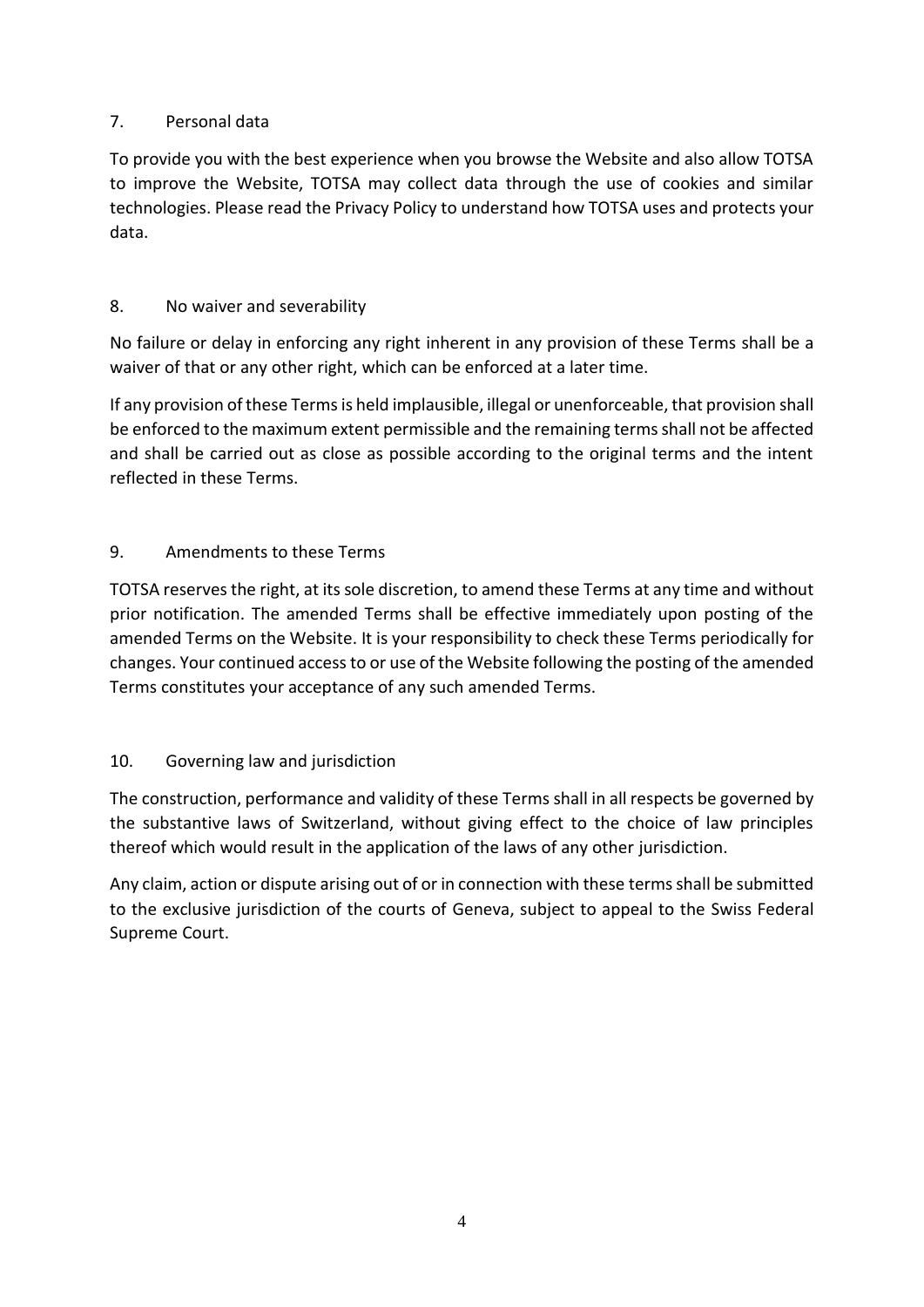## 7. Personal data

To provide you with the best experience when you browse the Website and also allow TOTSA to improve the Website, TOTSA may collect data through the use of cookies and similar technologies. Please read the Privacy Policy to understand how TOTSA uses and protects your data.

## 8. No waiver and severability

No failure or delay in enforcing any right inherent in any provision of these Terms shall be a waiver of that or any other right, which can be enforced at a later time.

If any provision of these Terms is held implausible, illegal or unenforceable, that provision shall be enforced to the maximum extent permissible and the remaining terms shall not be affected and shall be carried out as close as possible according to the original terms and the intent reflected in these Terms.

## 9. Amendments to these Terms

TOTSA reserves the right, at its sole discretion, to amend these Terms at any time and without prior notification. The amended Terms shall be effective immediately upon posting of the amended Terms on the Website. It is your responsibility to check these Terms periodically for changes. Your continued access to or use of the Website following the posting of the amended Terms constitutes your acceptance of any such amended Terms.

## 10. Governing law and jurisdiction

The construction, performance and validity of these Terms shall in all respects be governed by the substantive laws of Switzerland, without giving effect to the choice of law principles thereof which would result in the application of the laws of any other jurisdiction.

Any claim, action or dispute arising out of or in connection with these terms shall be submitted to the exclusive jurisdiction of the courts of Geneva, subject to appeal to the Swiss Federal Supreme Court.